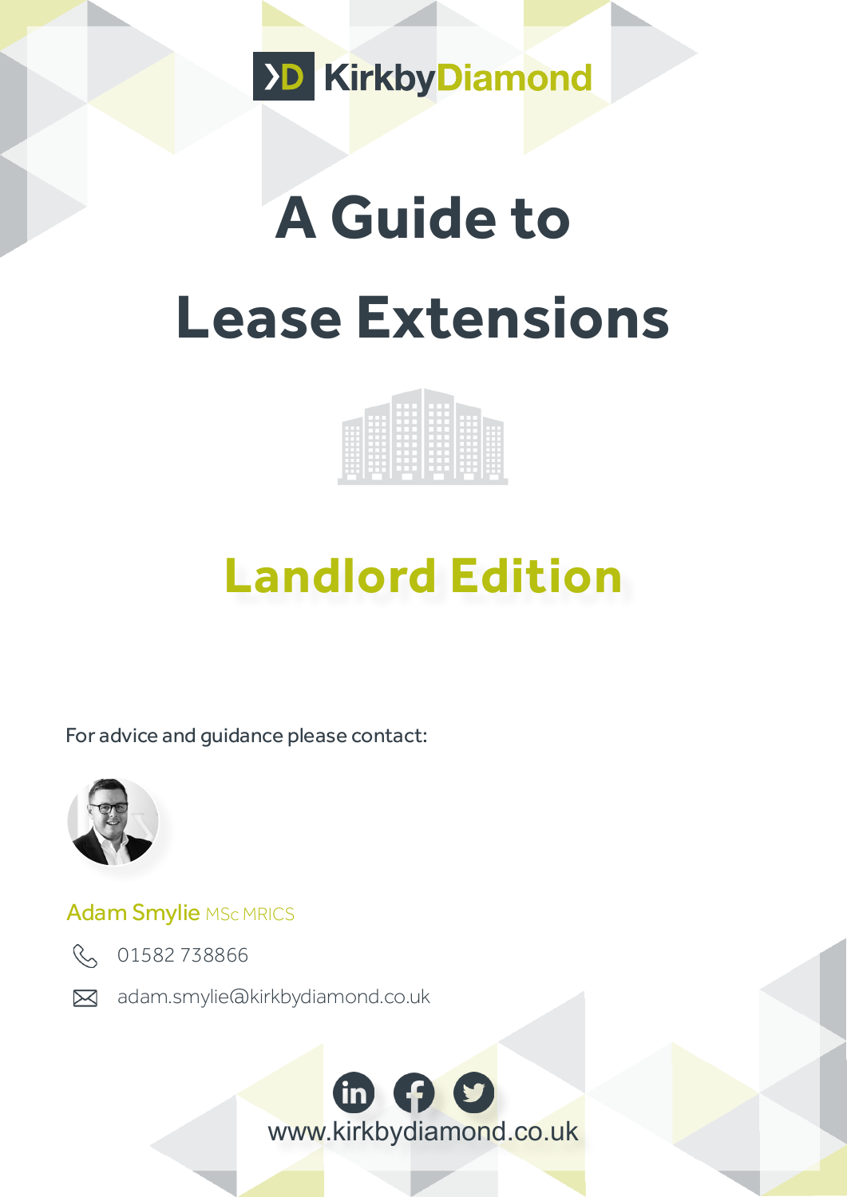KirkbyDiamond

# A Guide to Lease Extensions

## Landlord Edition

For advice and guidance please contact:

Adam Smylie MSc MRICS

01582 738866

adam.smylie@kirkbydiamond.co.uk

www.kirkbydiamond.co.uk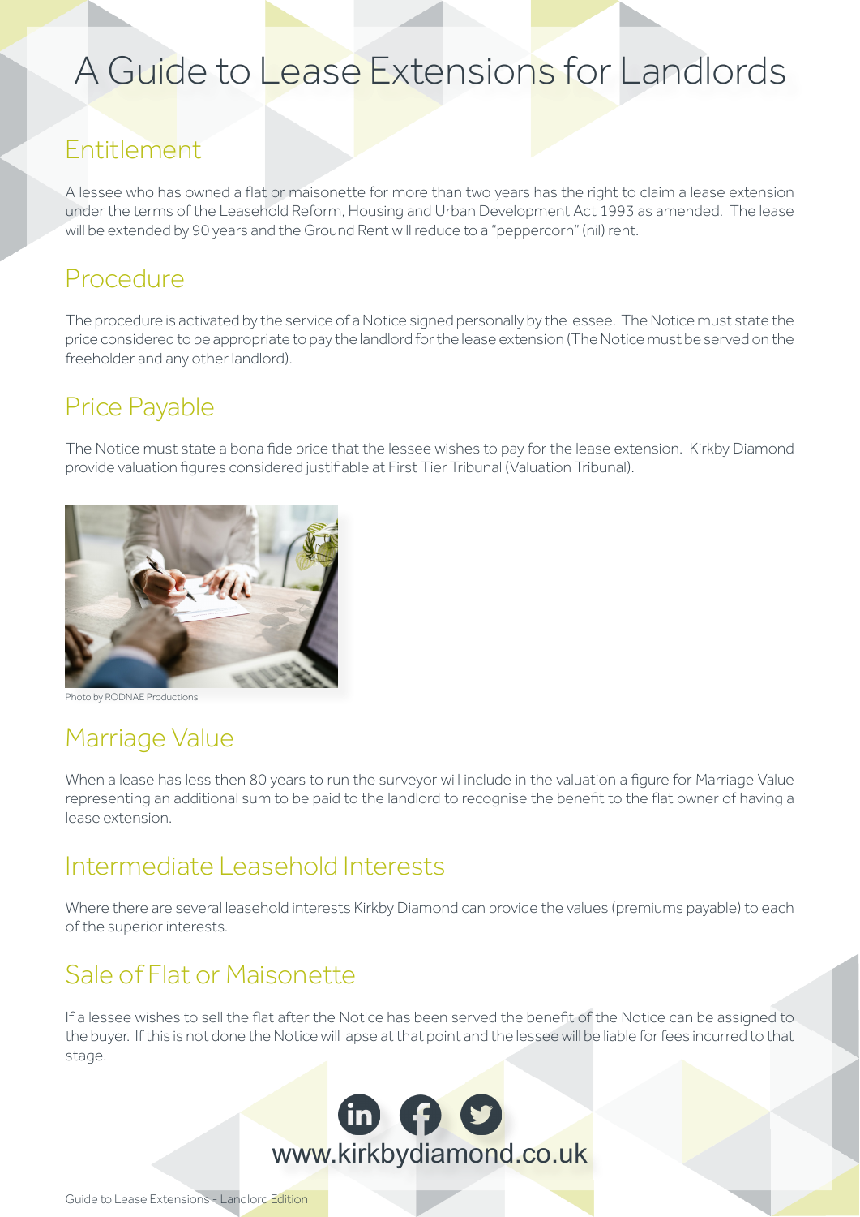# A Guide to Lease Extensions for Landlords

## Entitlement

A lessee who has owned a flat or maisonette for more than two years has the right to claim a lease extension under the terms of the Leasehold Reform, Housing and Urban Development Act 1993 as amended. The lease will be extended by 90 years and the Ground Rent will reduce to a "peppercorn" (nil) rent.

## Procedure

The procedure is activated by the service of a Notice signed personally by the lessee. The Notice must state the price considered to be appropriate to pay the landlord for the lease extension (The Notice must be served on the freeholder and any other landlord).

## Price Payable

The Notice must state a bona fide price that the lessee wishes to pay for the lease extension. Kirkby Diamond provide valuation figures considered justifiable at First Tier Tribunal (Valuation Tribunal).

Photo by RODNAE Productions

## Marriage Value

When a lease has less then 80 years to run the surveyor will include in the valuation a figure for Marriage Value representing an additional sum to be paid to the landlord to recognise the benefit to the flat owner of having a lease extension.

## Intermediate Leasehold Interests

Where there are several leasehold interests Kirkby Diamond can provide the values (premiums payable) to each of the superior interests.

## Sale of Flat or Maisonette

If a lessee wishes to sell the flat after the Notice has been served the benefit of the Notice can be assigned to the buyer. If this is not done the Notice will lapse at that point and the lessee will be liable for fees incurred to that stage.

www.kirkbydiamond.co.uk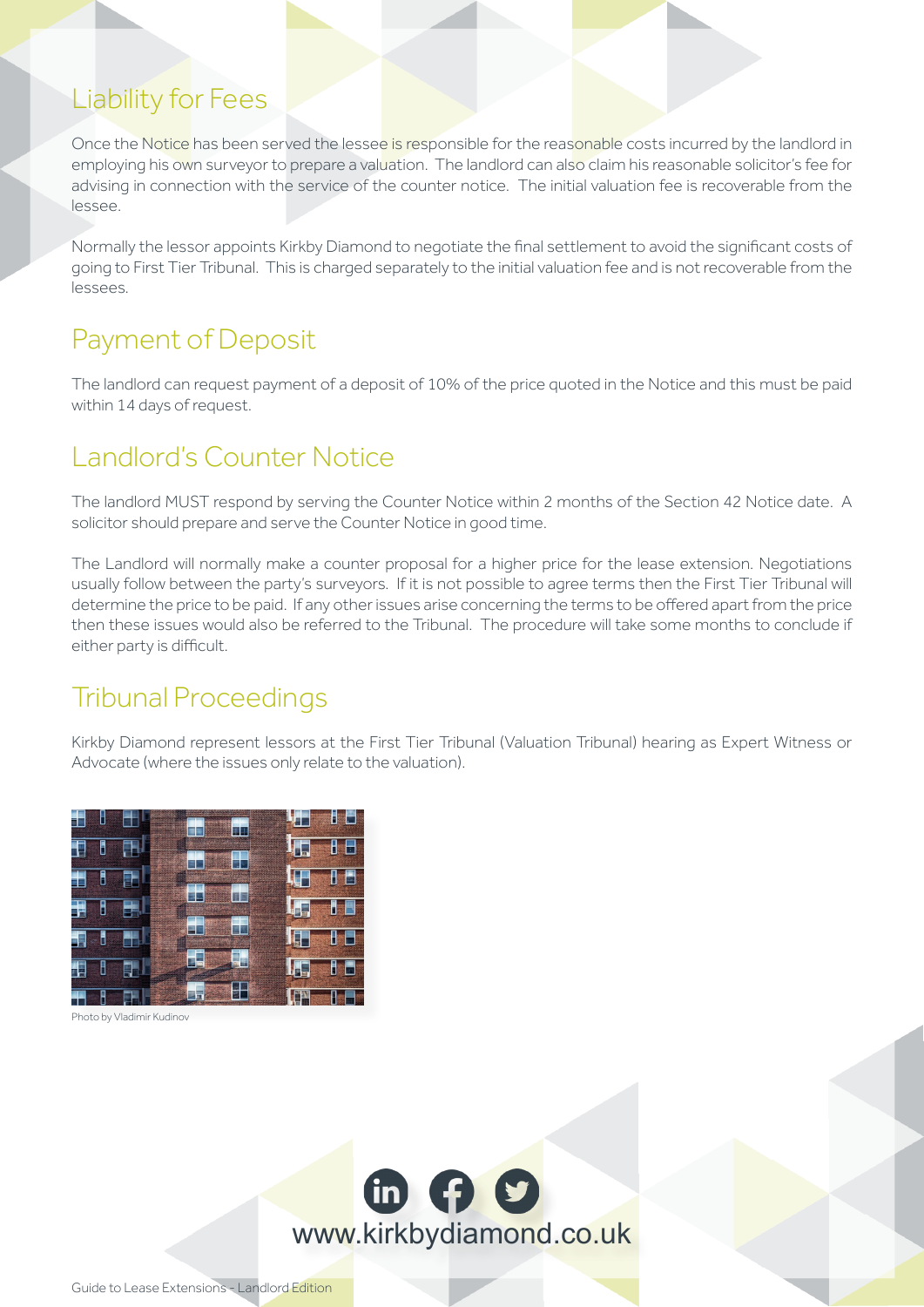## Liability for Fees

Once the Notice has been served the lessee is responsible for the reasonable costs incurred by the landlord in employing his own surveyor to prepare a valuation. The landlord can also claim his reasonable solicitor's fee for advising in connection with the service of the counter notice. The initial valuation fee is recoverable from the lessee.

Normally the lessor appoints Kirkby Diamond to negotiate the final settlement to avoid the significant costs of going to First Tier Tribunal. This is charged separately to the initial valuation fee and is not recoverable from the lessees.

## Payment of Deposit

The landlord can request payment of a deposit of 10% of the price quoted in the Notice and this must be paid within 14 days of request.

## Landlord's Counter Notice

The landlord MUST respond by serving the Counter Notice within 2 months of the Section 42 Notice date. A solicitor should prepare and serve the Counter Notice in good time.

The Landlord will normally make a counter proposal for a higher price for the lease extension. Negotiations usually follow between the party's surveyors. If it is not possible to agree terms then the First Tier Tribunal will determine the price to be paid. If any other issues arise concerning the terms to be offered apart from the price then these issues would also be referred to the Tribunal. The procedure will take some months to conclude if either party is difficult.

## Tribunal Proceedings

Kirkby Diamond represent lessors at the First Tier Tribunal (Valuation Tribunal) hearing as Expert Witness or Advocate (where the issues only relate to the valuation).

Photo by Vladimir Kudinov

www.kirkbydiamond.co.uk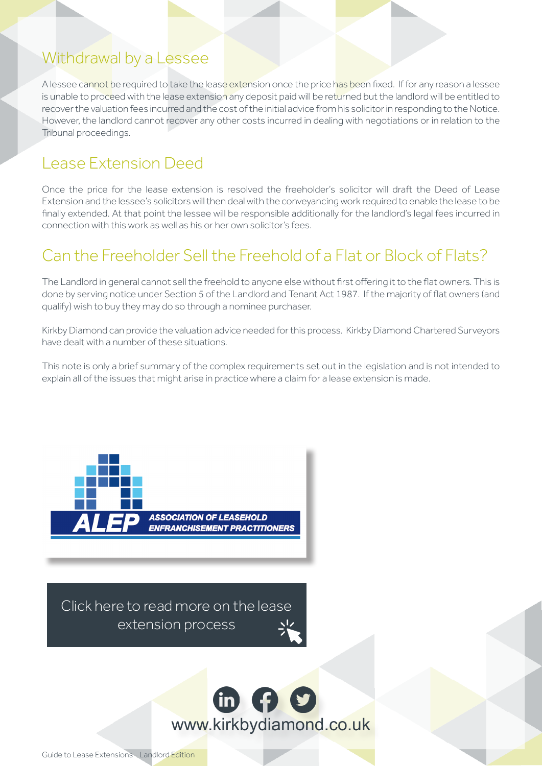## Withdrawal by a Lessee

A lessee cannot be required to take the lease extension once the price has been fixed. If for any reason a lessee is unable to proceed with the lease extension any deposit paid will be returned but the landlord will be entitled to recover the valuation fees incurred and the cost of the initial advice from his solicitor in responding to the Notice. However, the landlord cannot recover any other costs incurred in dealing with negotiations or in relation to the Tribunal proceedings.

## Lease Extension Deed

Once the price for the lease extension is resolved the freeholder's solicitor will draft the Deed of Lease Extension and the lessee's solicitors will then deal with the conveyancing work required to enable the lease to be finally extended. At that point the lessee will be responsible additionally for the landlord's legal fees incurred in connection with this work as well as his or her own solicitor's fees.

## Can the Freeholder Sell the Freehold of a Flat or Block of Flats?

The Landlord in general cannot sell the freehold to anyone else without first offering it to the flat owners. This is done by serving notice under Section 5 of the Landlord and Tenant Act 1987. If the majority of flat owners (and qualify) wish to buy they may do so through a nominee purchaser.

Kirkby Diamond can provide the valuation advice needed for this process. Kirkby Diamond Chartered Surveyors have dealt with a number of these situations.

This note is only a brief summary of the complex requirements set out in the legislation and is not intended to explain all of the issues that might arise in practice where a claim for a lease extension is made.

ALEP ASSOCIATION OF LEASEHOLD ENFRANCHISEMENT PRACTITIONERS

Click here to read more on the lease extension process

www.kirkbydiamond.co.uk